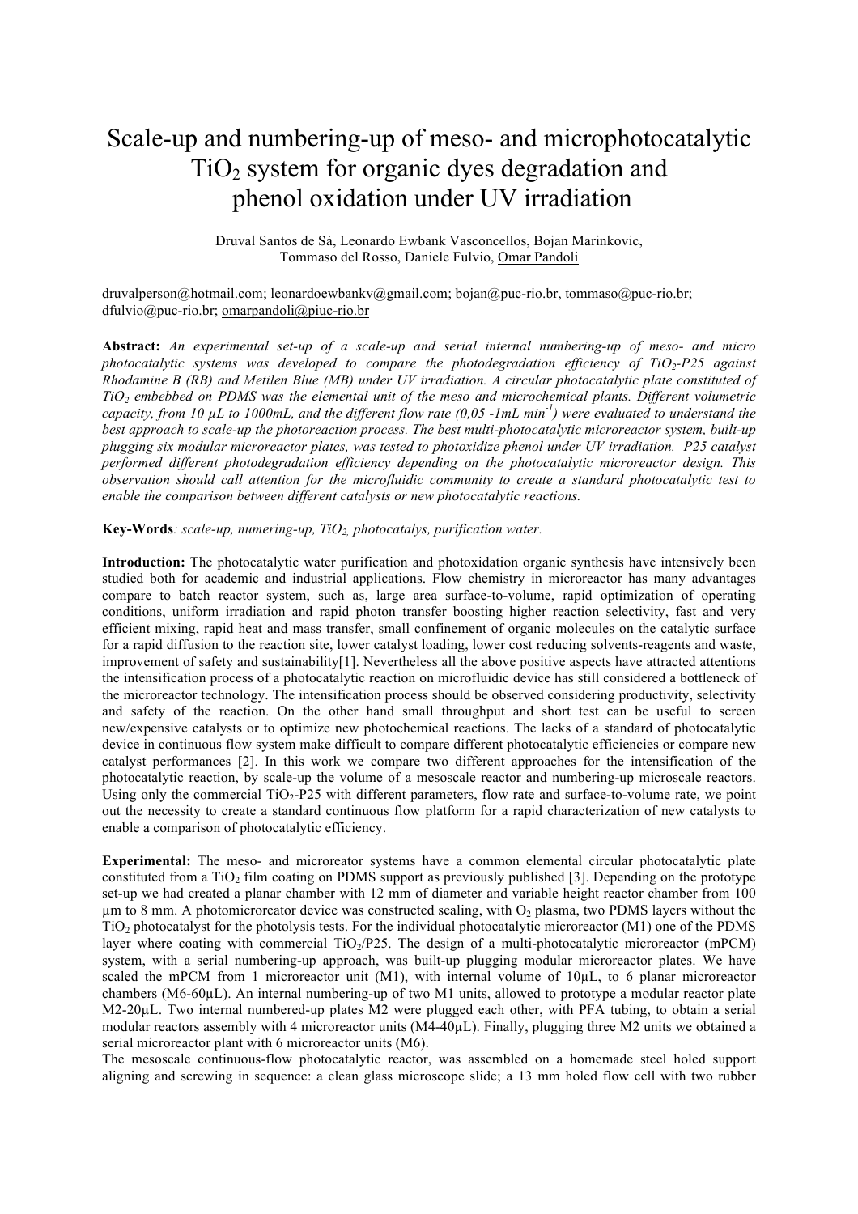# Scale-up and numbering-up of meso- and microphotocatalytic $TiO_2$ system for organic dyes degradation and phenol oxidation under UV irradiation

Druval Santos de Sá, Leonardo Ewbank Vasconcellos, Bojan Marinkovic, Tommaso del Rosso, Daniele Fulvio, Omar Pandoli

druvalperson@hotmail.com; leonardoewbankv@gmail.com; bojan@puc-rio.br, tommaso@puc-rio.br; dfulvio@puc-rio.br; omarpandoli@piuc-rio.br

**Abstract:** *An experimental set-up of a scale-up and serial internal numbering-up of meso- and micro photocatalytic systems was developed to compare the photodegradation efficiency of $TiO_2$-P25 against Rhodamine B (RB) and Metilen Blue (MB) under UV irradiation. A circular photocatalytic plate constituted of $TiO_2$ embebbed on PDMS was the elemental unit of the meso and microchemical plants. Different volumetric capacity, from 10 µL to 1000mL, and the different flow rate (0,05 -1mL min$^{-1}$) were evaluated to understand the best approach to scale-up the photoreaction process. The best multi-photocatalytic microreactor system, built-up plugging six modular microreactor plates, was tested to photoxidize phenol under UV irradiation. P25 catalyst performed different photodegradation efficiency depending on the photocatalytic microreactor design. This observation should call attention for the microfluidic community to create a standard photocatalytic test to enable the comparison between different catalysts or new photocatalytic reactions.*

**Key-Words**: *scale-up, numering-up, $TiO_2$, photocatalys, purification water.*

**Introduction:** The photocatalytic water purification and photoxidation organic synthesis have intensively been studied both for academic and industrial applications. Flow chemistry in microreactor has many advantages compare to batch reactor system, such as, large area surface-to-volume, rapid optimization of operating conditions, uniform irradiation and rapid photon transfer boosting higher reaction selectivity, fast and very efficient mixing, rapid heat and mass transfer, small confinement of organic molecules on the catalytic surface for a rapid diffusion to the reaction site, lower catalyst loading, lower cost reducing solvents-reagents and waste, improvement of safety and sustainability[1]. Nevertheless all the above positive aspects have attracted attentions the intensification process of a photocatalytic reaction on microfluidic device has still considered a bottleneck of the microreactor technology. The intensification process should be observed considering productivity, selectivity and safety of the reaction. On the other hand small throughput and short test can be useful to screen new/expensive catalysts or to optimize new photochemical reactions. The lacks of a standard of photocatalytic device in continuous flow system make difficult to compare different photocatalytic efficiencies or compare new catalyst performances [2]. In this work we compare two different approaches for the intensification of the photocatalytic reaction, by scale-up the volume of a mesoscale reactor and numbering-up microscale reactors. Using only the commercial $TiO_2$-P25 with different parameters, flow rate and surface-to-volume rate, we point out the necessity to create a standard continuous flow platform for a rapid characterization of new catalysts to enable a comparison of photocatalytic efficiency.

**Experimental:** The meso- and microreator systems have a common elemental circular photocatalytic plate constituted from a $TiO_2$ film coating on PDMS support as previously published [3]. Depending on the prototype set-up we had created a planar chamber with 12 mm of diameter and variable height reactor chamber from 100 µm to 8 mm. A photomicroreactor device was constructed sealing, with $O_2$ plasma, two PDMS layers without the $TiO_2$ photocatalyst for the photolysis tests. For the individual photocatalytic microreactor (M1) one of the PDMS layer where coating with commercial $TiO_2$/P25. The design of a multi-photocatalytic microreactor (mPCM) system, with a serial numbering-up approach, was built-up plugging modular microreactor plates. We have scaled the mPCM from 1 microreactor unit (M1), with internal volume of 10µL, to 6 planar microreactor chambers (M6-60µL). An internal numbering-up of two M1 units, allowed to prototype a modular reactor plate M2-20µL. Two internal numbered-up plates M2 were plugged each other, with PFA tubing, to obtain a serial modular reactors assembly with 4 microreactor units (M4-40µL). Finally, plugging three M2 units we obtained a serial microreactor plant with 6 microreactor units (M6).

The mesoscale continuous-flow photocatalytic reactor, was assembled on a homemade steel holed support aligning and screwing in sequence: a clean glass microscope slide; a 13 mm holed flow cell with two rubber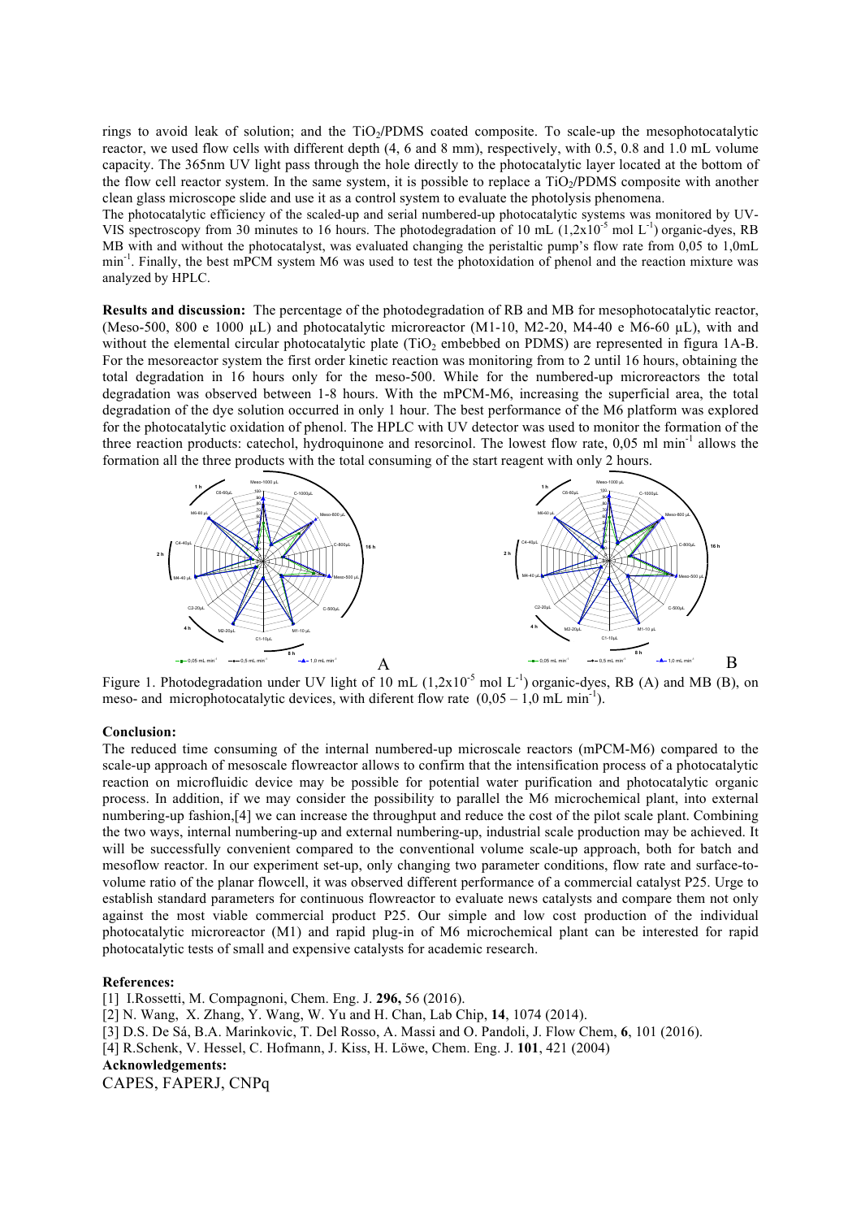rings to avoid leak of solution; and the $TiO_2$/PDMS coated composite. To scale-up the mesophotocatalytic reactor, we used flow cells with different depth (4, 6 and 8 mm), respectively, with 0.5, 0.8 and 1.0 mL volume capacity. The 365nm UV light pass through the hole directly to the photocatalytic layer located at the bottom of the flow cell reactor system. In the same system, it is possible to replace a $TiO_2$/PDMS composite with another clean glass microscope slide and use it as a control system to evaluate the photolysis phenomena.

The photocatalytic efficiency of the scaled-up and serial numbered-up photocatalytic systems was monitored by UV-VIS spectroscopy from 30 minutes to 16 hours. The photodegradation of 10 mL ($1,2x10^{-5}$ mol $L^{-1}$) organic-dyes, RB MB with and without the photocatalyst, was evaluated changing the peristaltic pump's flow rate from 0,05 to 1,0mL $min^{-1}$. Finally, the best mPCM system M6 was used to test the photoxidation of phenol and the reaction mixture was analyzed by HPLC.

**Results and discussion:** The percentage of the photodegradation of RB and MB for mesophotocatalytic reactor, (Meso-500, 800 e 1000 µL) and photocatalytic microreactor (M1-10, M2-20, M4-40 e M6-60 µL), with and without the elemental circular photocatalytic plate ($TiO_2$ embebbed on PDMS) are represented in figura 1A-B. For the mesoreactor system the first order kinetic reaction was monitoring from to 2 until 16 hours, obtaining the total degradation in 16 hours only for the meso-500. While for the numbered-up microreactors the total degradation was observed between 1-8 hours. With the mPCM-M6, increasing the superficial area, the total degradation of the dye solution occurred in only 1 hour. The best performance of the M6 platform was explored for the photocatalytic oxidation of phenol. The HPLC with UV detector was used to monitor the formation of the three reaction products: catechol, hydroquinone and resorcinol. The lowest flow rate, 0,05 ml $min^{-1}$ allows the formation all the three products with the total consuming of the start reagent with only 2 hours.

A

Meso-1000 µL, C-1000µL, Meso-800 µL, C-800µL, Meso-500 µL, C-500µL, M1-10 µL, C1-10µL, M2-20µL, C2-20µL, M4-40 µL, C4-40µL, M6-60 µL, C6-60µL

1 h, 2 h, 4 h, 8 h, 16 h

0,05 mL min⁻¹, 0,5 mL min⁻¹, 1,0 mL min⁻¹

B

Meso-1000 µL, C-1000µL, Meso-800 µL, C-800µL, Meso-500 µL, C-500µL, M1-10 µL, C1-10µL, M2-20µL, C2-20µL, M4-40 µL, C4-40µL, M6-60 µL, C6-60µL

1 h, 2 h, 4 h, 8 h, 16 h

0,05 mL min⁻¹, 0,5 mL min⁻¹, 1,0 mL min⁻¹

Figure 1. Photodegradation under UV light of 10 mL ($1,2x10^{-5}$ mol $L^{-1}$) organic-dyes, RB (A) and MB (B), on meso- and microphotocatalytic devices, with diferent flow rate (0,05 – 1,0 mL $min^{-1}$).

**Conclusion:**

The reduced time consuming of the internal numbered-up microscale reactors (mPCM-M6) compared to the scale-up approach of mesoscale flowreactor allows to confirm that the intensification process of a photocatalytic reaction on microfluidic device may be possible for potential water purification and photocatalytic organic process. In addition, if we may consider the possibility to parallel the M6 microchemical plant, into external numbering-up fashion,[4] we can increase the throughput and reduce the cost of the pilot scale plant. Combining the two ways, internal numbering-up and external numbering-up, industrial scale production may be achieved. It will be successfully convenient compared to the conventional volume scale-up approach, both for batch and mesoflow reactor. In our experiment set-up, only changing two parameter conditions, flow rate and surface-to-volume ratio of the planar flowcell, it was observed different performance of a commercial catalyst P25. Urge to establish standard parameters for continuous flowreactor to evaluate news catalysts and compare them not only against the most viable commercial product P25. Our simple and low cost production of the individual photocatalytic microreactor (M1) and rapid plug-in of M6 microchemical plant can be interested for rapid photocatalytic tests of small and expensive catalysts for academic research.

**References:**

[1] I.Rossetti, M. Compagnoni, Chem. Eng. J. **296,** 56 (2016).

[2] N. Wang, X. Zhang, Y. Wang, W. Yu and H. Chan, Lab Chip, **14**, 1074 (2014).

[3] D.S. De Sá, B.A. Marinkovic, T. Del Rosso, A. Massi and O. Pandoli, J. Flow Chem, **6**, 101 (2016).

[4] R.Schenk, V. Hessel, C. Hofmann, J. Kiss, H. Löwe, Chem. Eng. J. **101**, 421 (2004)

**Acknowledgements:**

CAPES, FAPERJ, CNPq